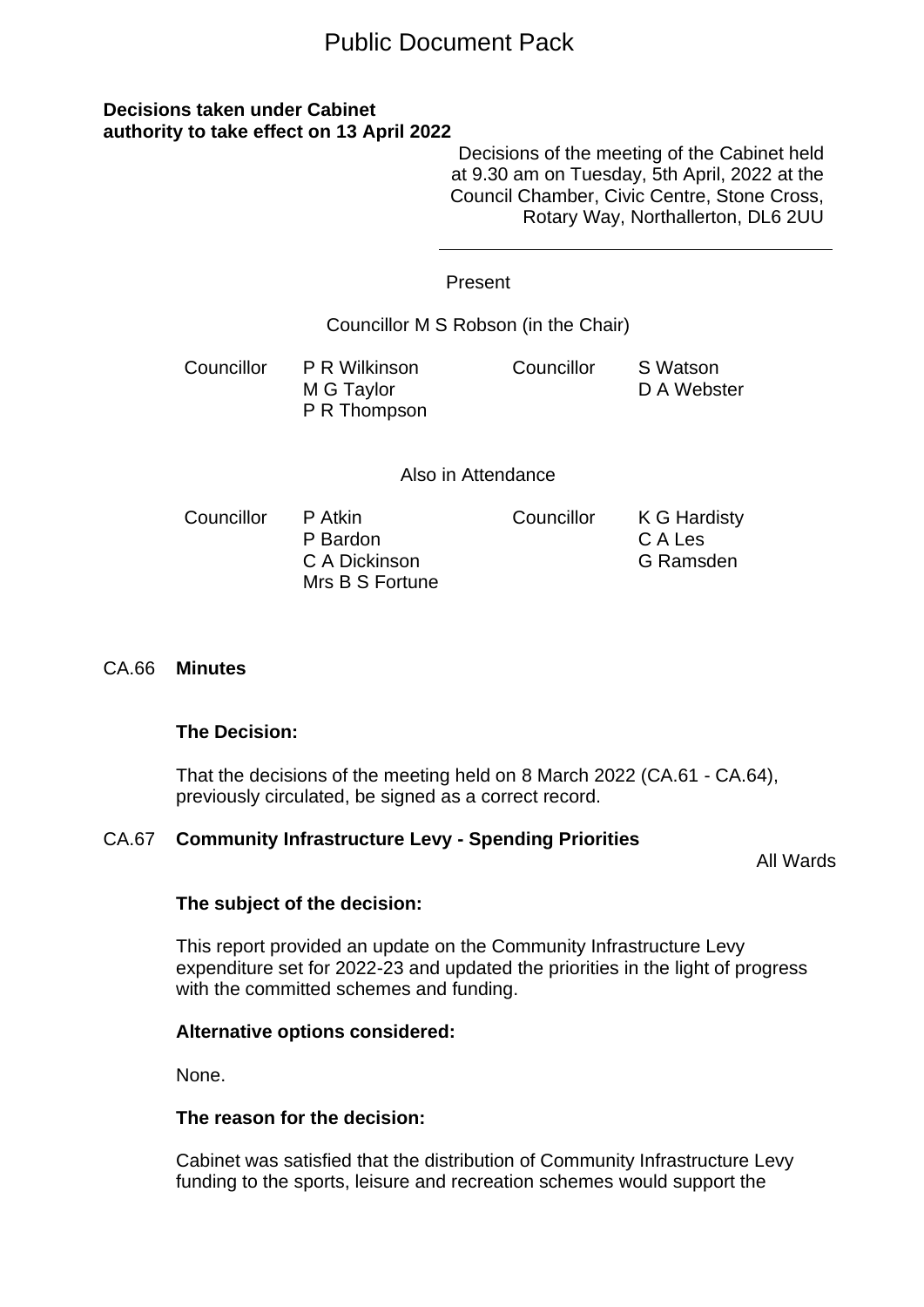# Public Document Pack

**Decisions taken under Cabinet authority to take effect on 13 April 2022**

Decisions of the meeting of the Cabinet held at 9.30 am on Tuesday, 5th April, 2022 at the Council Chamber, Civic Centre, Stone Cross, Rotary Way, Northallerton, DL6 2UU

---

Present

Councillor M S Robson (in the Chair)

| | | | |
|---|---|---|---|
| Councillor | P R Wilkinson | Councillor | S Watson |
| | M G Taylor | | D A Webster |
| | P R Thompson | | |

Also in Attendance

| | | | |
|---|---|---|---|
| Councillor | P Atkin | Councillor | K G Hardisty |
| | P Bardon | | C A Les |
| | C A Dickinson | | G Ramsden |
| | Mrs B S Fortune | | |

## CA.66 **Minutes**

**The Decision:**

That the decisions of the meeting held on 8 March 2022 (CA.61 - CA.64), previously circulated, be signed as a correct record.

## CA.67 **Community Infrastructure Levy - Spending Priorities**

All Wards

**The subject of the decision:**

This report provided an update on the Community Infrastructure Levy expenditure set for 2022-23 and updated the priorities in the light of progress with the committed schemes and funding.

**Alternative options considered:**

None.

**The reason for the decision:**

Cabinet was satisfied that the distribution of Community Infrastructure Levy funding to the sports, leisure and recreation schemes would support the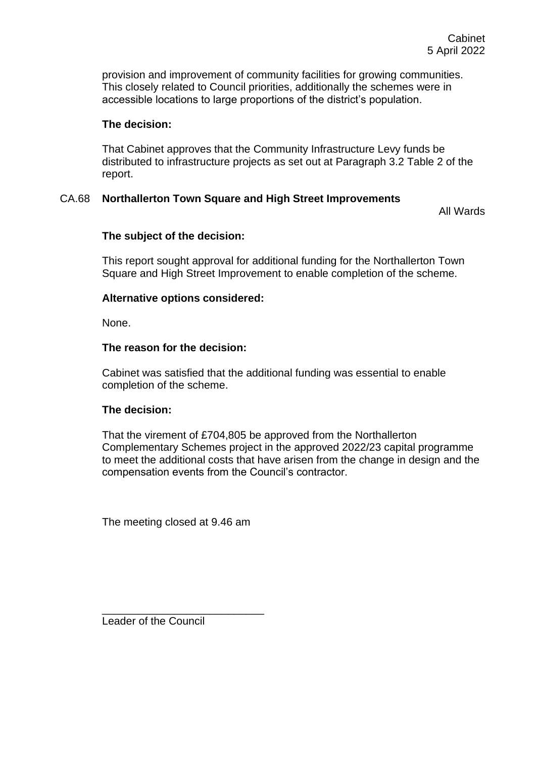provision and improvement of community facilities for growing communities. This closely related to Council priorities, additionally the schemes were in accessible locations to large proportions of the district's population.

**The decision:**

That Cabinet approves that the Community Infrastructure Levy funds be distributed to infrastructure projects as set out at Paragraph 3.2 Table 2 of the report.

CA.68 **Northallerton Town Square and High Street Improvements**

All Wards

**The subject of the decision:**

This report sought approval for additional funding for the Northallerton Town Square and High Street Improvement to enable completion of the scheme.

**Alternative options considered:**

None.

**The reason for the decision:**

Cabinet was satisfied that the additional funding was essential to enable completion of the scheme.

**The decision:**

That the virement of £704,805 be approved from the Northallerton Complementary Schemes project in the approved 2022/23 capital programme to meet the additional costs that have arisen from the change in design and the compensation events from the Council's contractor.

The meeting closed at 9.46 am

___________________________

Leader of the Council